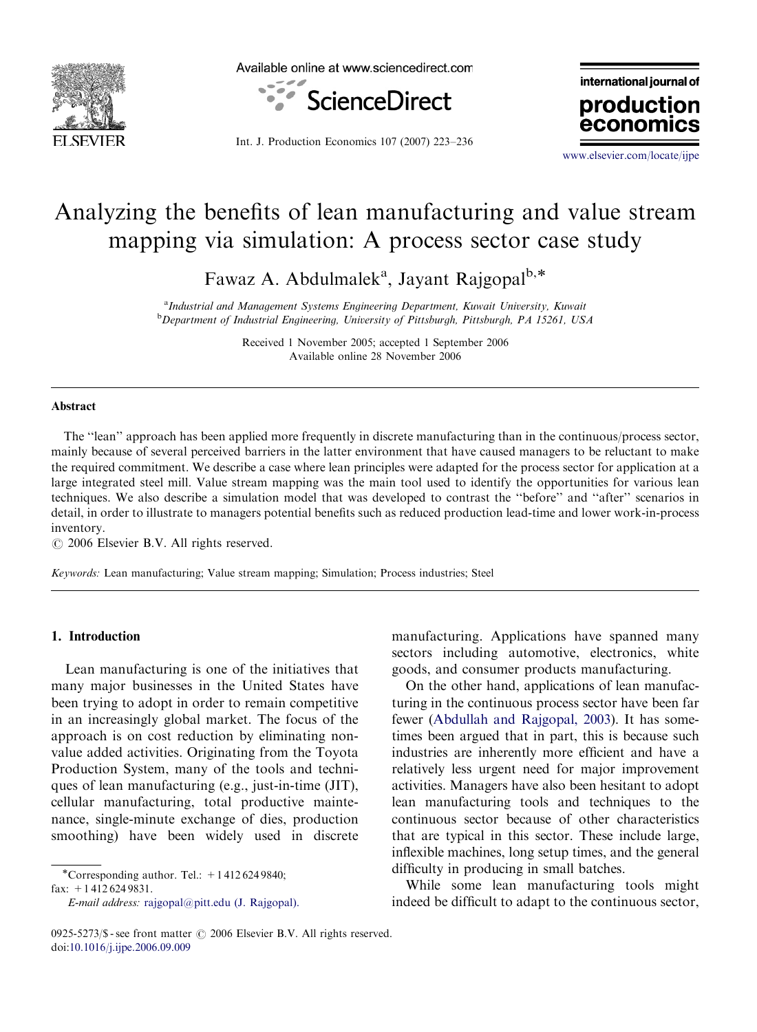# Analyzing the benefits of lean manufacturing and value stream mapping via simulation: A process sector case study

Fawaz A. Abdulmalek[a], Jayant Rajgopal[b,*]

[a]Industrial and Management Systems Engineering Department, Kuwait University, Kuwait
[b]Department of Industrial Engineering, University of Pittsburgh, Pittsburgh, PA 15261, USA

Received 1 November 2005; accepted 1 September 2006
Available online 28 November 2006

## Abstract

The "lean" approach has been applied more frequently in discrete manufacturing than in the continuous/process sector, mainly because of several perceived barriers in the latter environment that have caused managers to be reluctant to make the required commitment. We describe a case where lean principles were adapted for the process sector for application at a large integrated steel mill. Value stream mapping was the main tool used to identify the opportunities for various lean techniques. We also describe a simulation model that was developed to contrast the "before" and "after" scenarios in detail, in order to illustrate to managers potential benefits such as reduced production lead-time and lower work-in-process inventory.

© 2006 Elsevier B.V. All rights reserved.

*Keywords:* Lean manufacturing; Value stream mapping; Simulation; Process industries; Steel

## 1. Introduction

Lean manufacturing is one of the initiatives that many major businesses in the United States have been trying to adopt in order to remain competitive in an increasingly global market. The focus of the approach is on cost reduction by eliminating non-value added activities. Originating from the Toyota Production System, many of the tools and techniques of lean manufacturing (e.g., just-in-time (JIT), cellular manufacturing, total productive maintenance, single-minute exchange of dies, production smoothing) have been widely used in discrete manufacturing. Applications have spanned many sectors including automotive, electronics, white goods, and consumer products manufacturing.

On the other hand, applications of lean manufacturing in the continuous process sector have been far fewer (Abdullah and Rajgopal, 2003). It has sometimes been argued that in part, this is because such industries are inherently more efficient and have a relatively less urgent need for major improvement activities. Managers have also been hesitant to adopt lean manufacturing tools and techniques to the continuous sector because of other characteristics that are typical in this sector. These include large, inflexible machines, long setup times, and the general difficulty in producing in small batches.

While some lean manufacturing tools might indeed be difficult to adapt to the continuous sector,

*Corresponding author. Tel.: +1 412 624 9840; fax: +1 412 624 9831.
*E-mail address:* rajgopal@pitt.edu (J. Rajgopal).

0925-5273/$ - see front matter © 2006 Elsevier B.V. All rights reserved.
doi:10.1016/j.ijpe.2006.09.009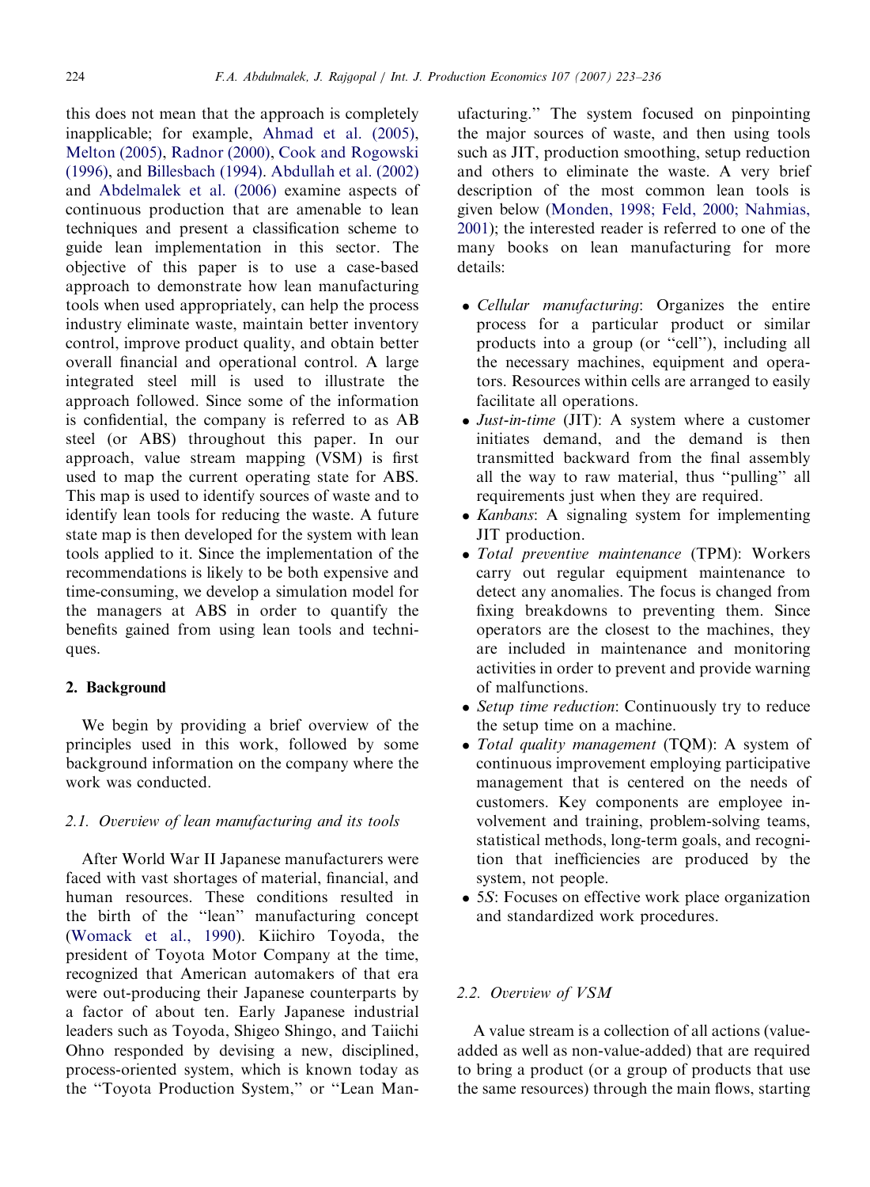this does not mean that the approach is completely inapplicable; for example, Ahmad et al. (2005), Melton (2005), Radnor (2000), Cook and Rogowski (1996), and Billesbach (1994). Abdullah et al. (2002) and Abdelmalek et al. (2006) examine aspects of continuous production that are amenable to lean techniques and present a classification scheme to guide lean implementation in this sector. The objective of this paper is to use a case-based approach to demonstrate how lean manufacturing tools when used appropriately, can help the process industry eliminate waste, maintain better inventory control, improve product quality, and obtain better overall financial and operational control. A large integrated steel mill is used to illustrate the approach followed. Since some of the information is confidential, the company is referred to as AB steel (or ABS) throughout this paper. In our approach, value stream mapping (VSM) is first used to map the current operating state for ABS. This map is used to identify sources of waste and to identify lean tools for reducing the waste. A future state map is then developed for the system with lean tools applied to it. Since the implementation of the recommendations is likely to be both expensive and time-consuming, we develop a simulation model for the managers at ABS in order to quantify the benefits gained from using lean tools and techniques.

## 2. Background

We begin by providing a brief overview of the principles used in this work, followed by some background information on the company where the work was conducted.

### 2.1. Overview of lean manufacturing and its tools

After World War II Japanese manufacturers were faced with vast shortages of material, financial, and human resources. These conditions resulted in the birth of the "lean" manufacturing concept (Womack et al., 1990). Kiichiro Toyoda, the president of Toyota Motor Company at the time, recognized that American automakers of that era were out-producing their Japanese counterparts by a factor of about ten. Early Japanese industrial leaders such as Toyoda, Shigeo Shingo, and Taiichi Ohno responded by devising a new, disciplined, process-oriented system, which is known today as the "Toyota Production System," or "Lean Manufacturing." The system focused on pinpointing the major sources of waste, and then using tools such as JIT, production smoothing, setup reduction and others to eliminate the waste. A very brief description of the most common lean tools is given below (Monden, 1998; Feld, 2000; Nahmias, 2001); the interested reader is referred to one of the many books on lean manufacturing for more details:

- *Cellular manufacturing*: Organizes the entire process for a particular product or similar products into a group (or "cell"), including all the necessary machines, equipment and operators. Resources within cells are arranged to easily facilitate all operations.
- *Just-in-time* (JIT): A system where a customer initiates demand, and the demand is then transmitted backward from the final assembly all the way to raw material, thus "pulling" all requirements just when they are required.
- *Kanbans*: A signaling system for implementing JIT production.
- *Total preventive maintenance* (TPM): Workers carry out regular equipment maintenance to detect any anomalies. The focus is changed from fixing breakdowns to preventing them. Since operators are the closest to the machines, they are included in maintenance and monitoring activities in order to prevent and provide warning of malfunctions.
- *Setup time reduction*: Continuously try to reduce the setup time on a machine.
- *Total quality management* (TQM): A system of continuous improvement employing participative management that is centered on the needs of customers. Key components are employee involvement and training, problem-solving teams, statistical methods, long-term goals, and recognition that inefficiencies are produced by the system, not people.
- *5S*: Focuses on effective work place organization and standardized work procedures.

### 2.2. Overview of VSM

A value stream is a collection of all actions (value-added as well as non-value-added) that are required to bring a product (or a group of products that use the same resources) through the main flows, starting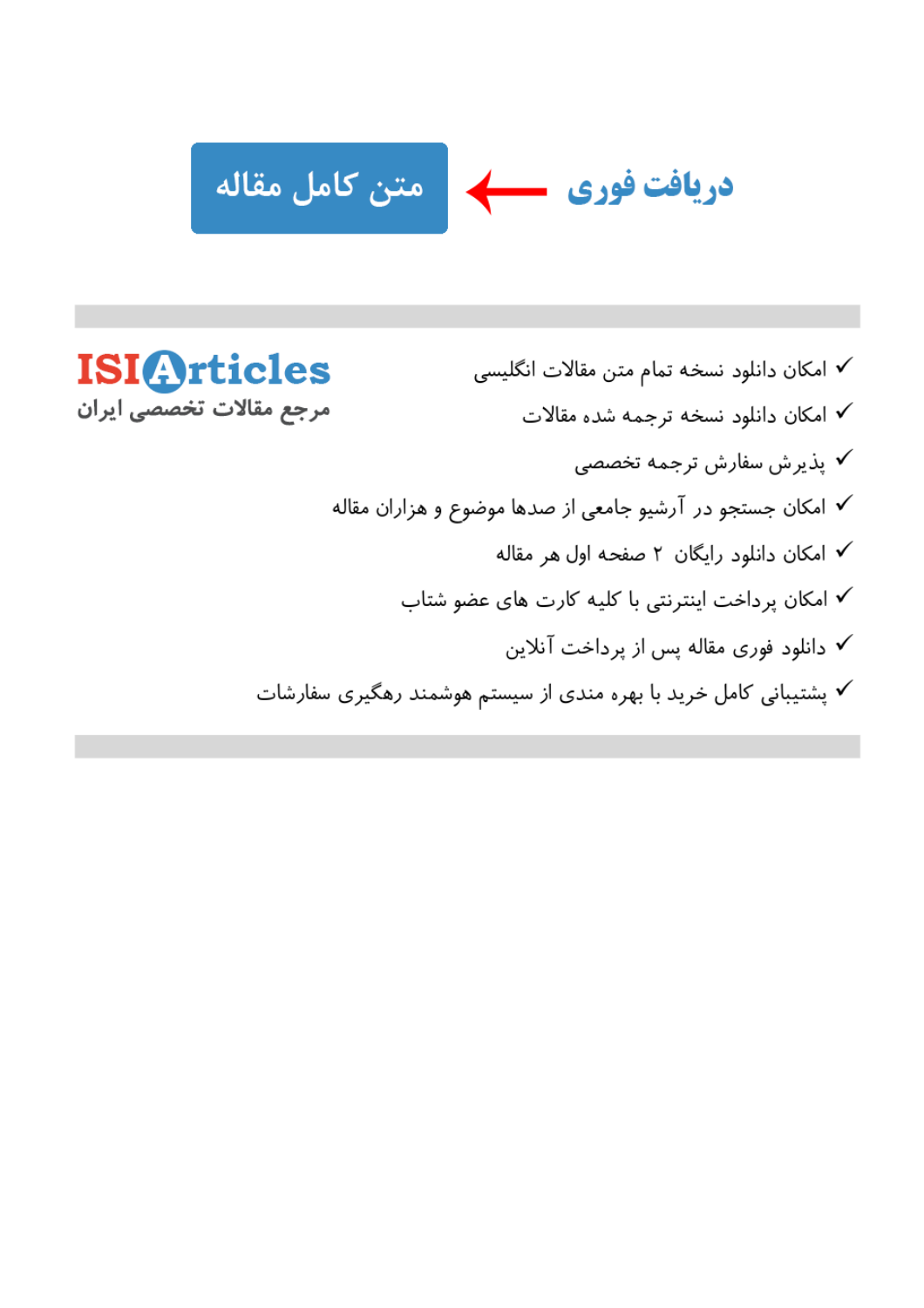متن کامل مقاله ← دریافت فوری

**ISIArticles**
مرجع مقالات تخصصی ایران

- ✓ امکان دانلود نسخه تمام متن مقالات انگلیسی
- ✓ امکان دانلود نسخه ترجمه شده مقالات
- ✓ پذیرش سفارش ترجمه تخصصی
- ✓ امکان جستجو در آرشیو جامعی از صدها موضوع و هزاران مقاله
- ✓ امکان دانلود رایگان ۲ صفحه اول هر مقاله
- ✓ امکان پرداخت اینترنتی با کلیه کارت های عضو شتاب
- ✓ دانلود فوری مقاله پس از پرداخت آنلاین
- ✓ پشتیبانی کامل خرید با بهره مندی از سیستم هوشمند رهگیری سفارشات